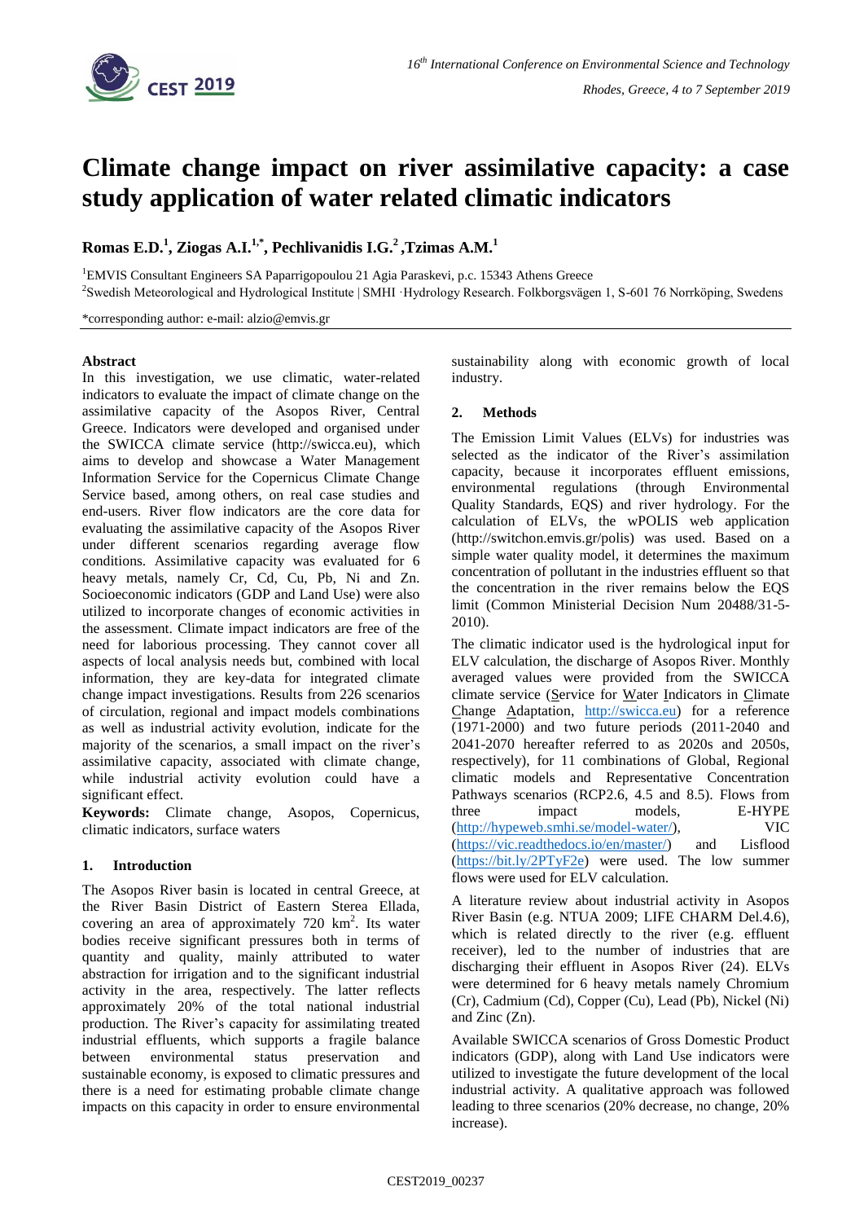# Climate change impact on river assimilative capacity: a case study application of water related climatic indicators

**Romas E.D.[1], Ziogas A.I.[1,*], Pechlivanidis I.G.[2], Tzimas A.M.[1]**

[1]EMVIS Consultant Engineers SA Paparrigopoulou 21 Agia Paraskevi, p.c. 15343 Athens Greece

[2]Swedish Meteorological and Hydrological Institute | SMHI ·Hydrology Research. Folkborgsvägen 1, S-601 76 Norrköping, Swedens

*corresponding author: e-mail: alzio@emvis.gr

**Abstract**

In this investigation, we use climatic, water-related indicators to evaluate the impact of climate change on the assimilative capacity of the Asopos River, Central Greece. Indicators were developed and organised under the SWICCA climate service (http://swicca.eu), which aims to develop and showcase a Water Management Information Service for the Copernicus Climate Change Service based, among others, on real case studies and end-users. River flow indicators are the core data for evaluating the assimilative capacity of the Asopos River under different scenarios regarding average flow conditions. Assimilative capacity was evaluated for 6 heavy metals, namely Cr, Cd, Cu, Pb, Ni and Zn. Socioeconomic indicators (GDP and Land Use) were also utilized to incorporate changes of economic activities in the assessment. Climate impact indicators are free of the need for laborious processing. They cannot cover all aspects of local analysis needs but, combined with local information, they are key-data for integrated climate change impact investigations. Results from 226 scenarios of circulation, regional and impact models combinations as well as industrial activity evolution, indicate for the majority of the scenarios, a small impact on the river's assimilative capacity, associated with climate change, while industrial activity evolution could have a significant effect.

**Keywords:** Climate change, Asopos, Copernicus, climatic indicators, surface waters

## 1. Introduction

The Asopos River basin is located in central Greece, at the River Basin District of Eastern Sterea Ellada, covering an area of approximately 720 km$^2$. Its water bodies receive significant pressures both in terms of quantity and quality, mainly attributed to water abstraction for irrigation and to the significant industrial activity in the area, respectively. The latter reflects approximately 20% of the total national industrial production. The River's capacity for assimilating treated industrial effluents, which supports a fragile balance between environmental status preservation and sustainable economy, is exposed to climatic pressures and there is a need for estimating probable climate change impacts on this capacity in order to ensure environmental sustainability along with economic growth of local industry.

## 2. Methods

The Emission Limit Values (ELVs) for industries was selected as the indicator of the River's assimilation capacity, because it incorporates effluent emissions, environmental regulations (through Environmental Quality Standards, EQS) and river hydrology. For the calculation of ELVs, the wPOLIS web application (http://switchon.emvis.gr/polis) was used. Based on a simple water quality model, it determines the maximum concentration of pollutant in the industries effluent so that the concentration in the river remains below the EQS limit (Common Ministerial Decision Num 20488/31-5-2010).

The climatic indicator used is the hydrological input for ELV calculation, the discharge of Asopos River. Monthly averaged values were provided from the SWICCA climate service (Service for Water Indicators in Climate Change Adaptation, http://swicca.eu) for a reference (1971-2000) and two future periods (2011-2040 and 2041-2070 hereafter referred to as 2020s and 2050s, respectively), for 11 combinations of Global, Regional climatic models and Representative Concentration Pathways scenarios (RCP2.6, 4.5 and 8.5). Flows from three impact models, E-HYPE (http://hypeweb.smhi.se/model-water/), VIC (https://vic.readthedocs.io/en/master/) and Lisflood (https://bit.ly/2PTyF2e) were used. The low summer flows were used for ELV calculation.

A literature review about industrial activity in Asopos River Basin (e.g. NTUA 2009; LIFE CHARM Del.4.6), which is related directly to the river (e.g. effluent receiver), led to the number of industries that are discharging their effluent in Asopos River (24). ELVs were determined for 6 heavy metals namely Chromium (Cr), Cadmium (Cd), Copper (Cu), Lead (Pb), Nickel (Ni) and Zinc (Zn).

Available SWICCA scenarios of Gross Domestic Product indicators (GDP), along with Land Use indicators were utilized to investigate the future development of the local industrial activity. A qualitative approach was followed leading to three scenarios (20% decrease, no change, 20% increase).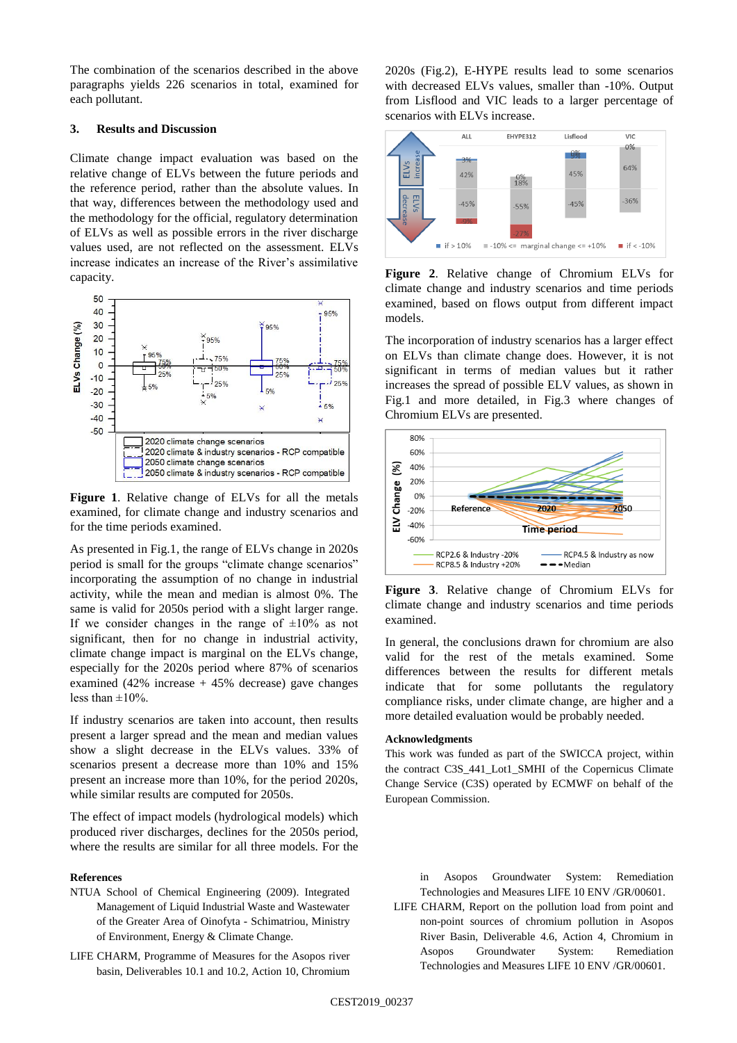The combination of the scenarios described in the above paragraphs yields 226 scenarios in total, examined for each pollutant.

## 3. Results and Discussion

Climate change impact evaluation was based on the relative change of ELVs between the future periods and the reference period, rather than the absolute values. In that way, differences between the methodology used and the methodology for the official, regulatory determination of ELVs as well as possible errors in the river discharge values used, are not reflected on the assessment. ELVs increase indicates an increase of the River's assimilative capacity.

ELVs Change (%)
50
40
30
20
10
0
-10
-20
-30
-40
-50
95%
75%
50%
25%
5%
2020 climate change scenarios
2020 climate & industry scenarios - RCP compatible
2050 climate change scenarios
2050 climate & industry scenarios - RCP compatible

**Figure 1**. Relative change of ELVs for all the metals examined, for climate change and industry scenarios and for the time periods examined.

As presented in Fig.1, the range of ELVs change in 2020s period is small for the groups "climate change scenarios" incorporating the assumption of no change in industrial activity, while the mean and median is almost 0%. The same is valid for 2050s period with a slight larger range. If we consider changes in the range of ±10% as not significant, then for no change in industrial activity, climate change impact is marginal on the ELVs change, especially for the 2020s period where 87% of scenarios examined (42% increase + 45% decrease) gave changes less than ±10%.

If industry scenarios are taken into account, then results present a larger spread and the mean and median values show a slight decrease in the ELVs values. 33% of scenarios present a decrease more than 10% and 15% present an increase more than 10%, for the period 2020s, while similar results are computed for 2050s.

The effect of impact models (hydrological models) which produced river discharges, declines for the 2050s period, where the results are similar for all three models. For the 2020s (Fig.2), E-HYPE results lead to some scenarios with decreased ELVs values, smaller than -10%. Output from Lisflood and VIC leads to a larger percentage of scenarios with ELVs increase.

ELVs increase
ELVs decrease
ALL
EHYPE312
Lisflood
VIC
3%
42%
-45%
-9%
0%
18%
-55%
-27%
9%
45%
-45%
0%
64%
-36%
if > 10%
-10% <= marginal change <= +10%
if < -10%

**Figure 2**. Relative change of Chromium ELVs for climate change and industry scenarios and time periods examined, based on flows output from different impact models.

The incorporation of industry scenarios has a larger effect on ELVs than climate change does. However, it is not significant in terms of median values but it rather increases the spread of possible ELV values, as shown in Fig.1 and more detailed, in Fig.3 where changes of Chromium ELVs are presented.

ELV Change (%)
80%
60%
40%
20%
0%
-20%
-40%
-60%
Reference
2020
2050
Time period
RCP2.6 & Industry -20%
RCP4.5 & Industry as now
RCP8.5 & Industry +20%
Median

**Figure 3**. Relative change of Chromium ELVs for climate change and industry scenarios and time periods examined.

In general, the conclusions drawn for chromium are also valid for the rest of the metals examined. Some differences between the results for different metals indicate that for some pollutants the regulatory compliance risks, under climate change, are higher and a more detailed evaluation would be probably needed.

### Acknowledgments

This work was funded as part of the SWICCA project, within the contract C3S_441_Lot1_SMHI of the Copernicus Climate Change Service (C3S) operated by ECMWF on behalf of the European Commission.

### References

NTUA School of Chemical Engineering (2009). Integrated Management of Liquid Industrial Waste and Wastewater of the Greater Area of Oinofyta - Schimatriou, Ministry of Environment, Energy & Climate Change.

LIFE CHARM, Programme of Measures for the Asopos river basin, Deliverables 10.1 and 10.2, Action 10, Chromium in Asopos Groundwater System: Remediation Technologies and Measures LIFE 10 ENV /GR/00601.

LIFE CHARM, Report on the pollution load from point and non-point sources of chromium pollution in Asopos River Basin, Deliverable 4.6, Action 4, Chromium in Asopos Groundwater System: Remediation Technologies and Measures LIFE 10 ENV /GR/00601.